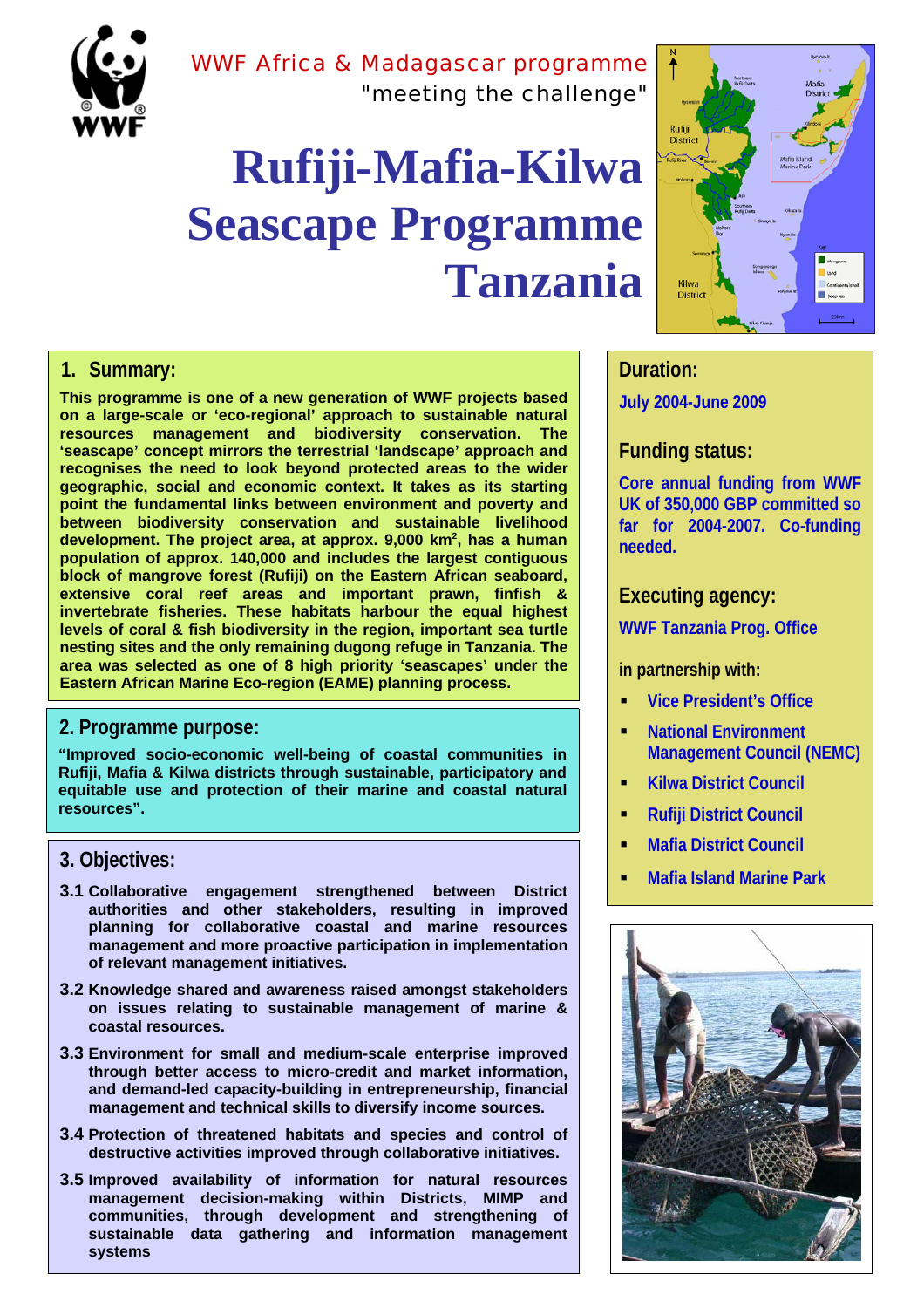WWF Africa & Madagascar programme

"meeting the challenge"

# Rufiji-Mafia-Kilwa Seascape Programme Tanzania

## 1. Summary:

**This programme is one of a new generation of WWF projects based on a large-scale or 'eco-regional' approach to sustainable natural resources management and biodiversity conservation. The 'seascape' concept mirrors the terrestrial 'landscape' approach and recognises the need to look beyond protected areas to the wider geographic, social and economic context. It takes as its starting point the fundamental links between environment and poverty and between biodiversity conservation and sustainable livelihood development. The project area, at approx. 9,000 km², has a human population of approx. 140,000 and includes the largest contiguous block of mangrove forest (Rufiji) on the Eastern African seaboard, extensive coral reef areas and important prawn, finfish & invertebrate fisheries. These habitats harbour the equal highest levels of coral & fish biodiversity in the region, important sea turtle nesting sites and the only remaining dugong refuge in Tanzania. The area was selected as one of 8 high priority 'seascapes' under the Eastern African Marine Eco-region (EAME) planning process.**

## 2. Programme purpose:

**"Improved socio-economic well-being of coastal communities in Rufiji, Mafia & Kilwa districts through sustainable, participatory and equitable use and protection of their marine and coastal natural resources".**

## 3. Objectives:

**3.1** **Collaborative engagement strengthened between District authorities and other stakeholders, resulting in improved planning for collaborative coastal and marine resources management and more proactive participation in implementation of relevant management initiatives.**

**3.2** **Knowledge shared and awareness raised amongst stakeholders on issues relating to sustainable management of marine & coastal resources.**

**3.3** **Environment for small and medium-scale enterprise improved through better access to micro-credit and market information, and demand-led capacity-building in entrepreneurship, financial management and technical skills to diversify income sources.**

**3.4** **Protection of threatened habitats and species and control of destructive activities improved through collaborative initiatives.**

**3.5** **Improved availability of information for natural resources management decision-making within Districts, MIMP and communities, through development and strengthening of sustainable data gathering and information management systems**

## Duration:

**July 2004-June 2009**

## Funding status:

**Core annual funding from WWF UK of 350,000 GBP committed so far for 2004-2007. Co-funding needed.**

## Executing agency:

**WWF Tanzania Prog. Office**

**in partnership with:**

- **Vice President's Office**
- **National Environment Management Council (NEMC)**
- **Kilwa District Council**
- **Rufiji District Council**
- **Mafia District Council**
- **Mafia Island Marine Park**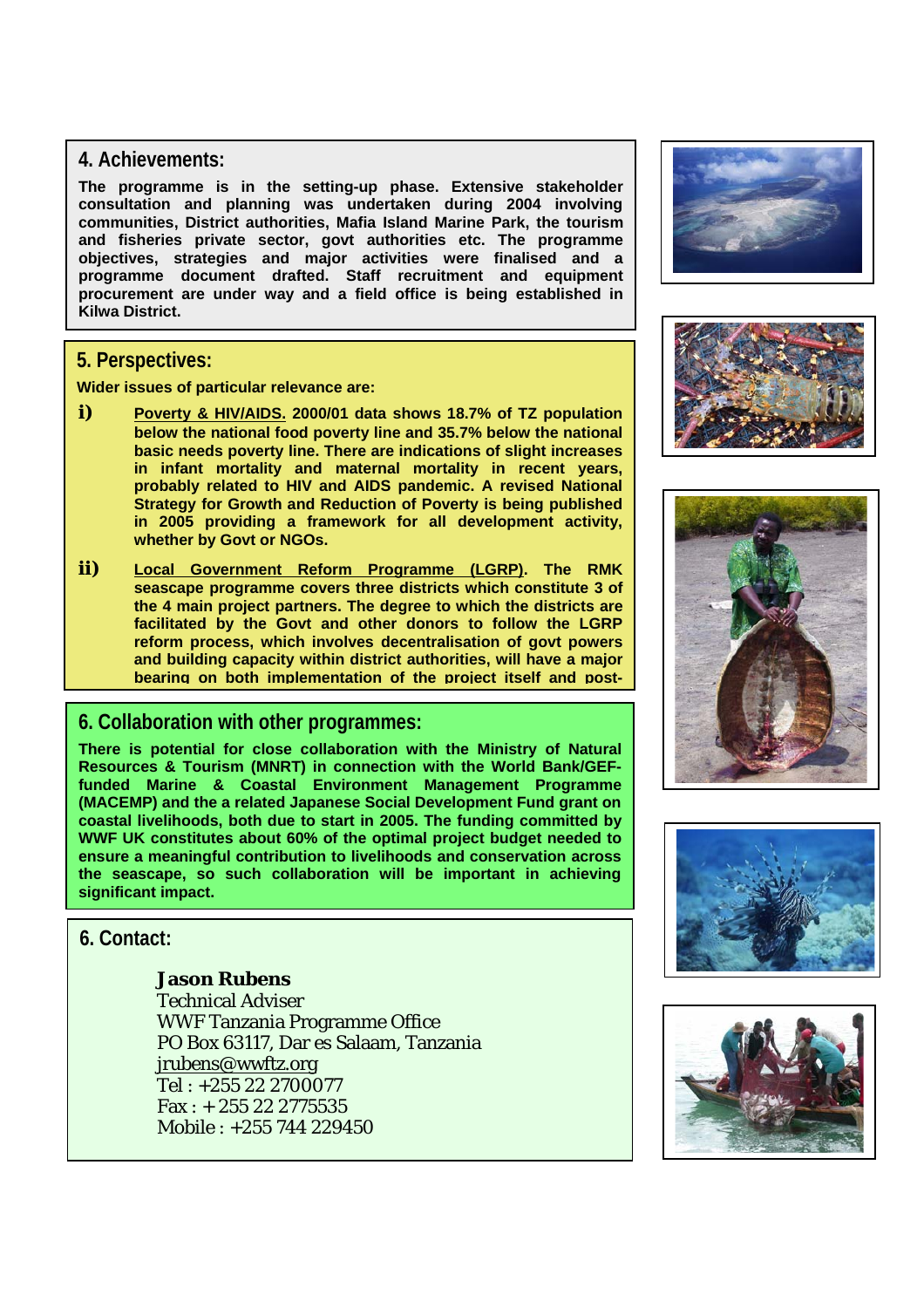## 4. Achievements:

**The programme is in the setting-up phase. Extensive stakeholder consultation and planning was undertaken during 2004 involving communities, District authorities, Mafia Island Marine Park, the tourism and fisheries private sector, govt authorities etc. The programme objectives, strategies and major activities were finalised and a programme document drafted. Staff recruitment and equipment procurement are under way and a field office is being established in Kilwa District.**

## 5. Perspectives:

**Wider issues of particular relevance are:**

**i)** **Poverty & HIV/AIDS. 2000/01 data shows 18.7% of TZ population below the national food poverty line and 35.7% below the national basic needs poverty line. There are indications of slight increases in infant mortality and maternal mortality in recent years, probably related to HIV and AIDS pandemic. A revised National Strategy for Growth and Reduction of Poverty is being published in 2005 providing a framework for all development activity, whether by Govt or NGOs.**

**ii)** **Local Government Reform Programme (LGRP). The RMK seascape programme covers three districts which constitute 3 of the 4 main project partners. The degree to which the districts are facilitated by the Govt and other donors to follow the LGRP reform process, which involves decentralisation of govt powers and building capacity within district authorities, will have a major bearing on both implementation of the project itself and post-**

## 6. Collaboration with other programmes:

**There is potential for close collaboration with the Ministry of Natural Resources & Tourism (MNRT) in connection with the World Bank/GEF-funded Marine & Coastal Environment Management Programme (MACEMP) and the a related Japanese Social Development Fund grant on coastal livelihoods, both due to start in 2005. The funding committed by WWF UK constitutes about 60% of the optimal project budget needed to ensure a meaningful contribution to livelihoods and conservation across the seascape, so such collaboration will be important in achieving significant impact.**

## 6. Contact:

**Jason Rubens**
Technical Adviser
WWF Tanzania Programme Office
PO Box 63117, Dar es Salaam, Tanzania
jrubens@wwftz.org
Tel : +255 22 2700077
Fax : + 255 22 2775535
Mobile : +255 744 229450